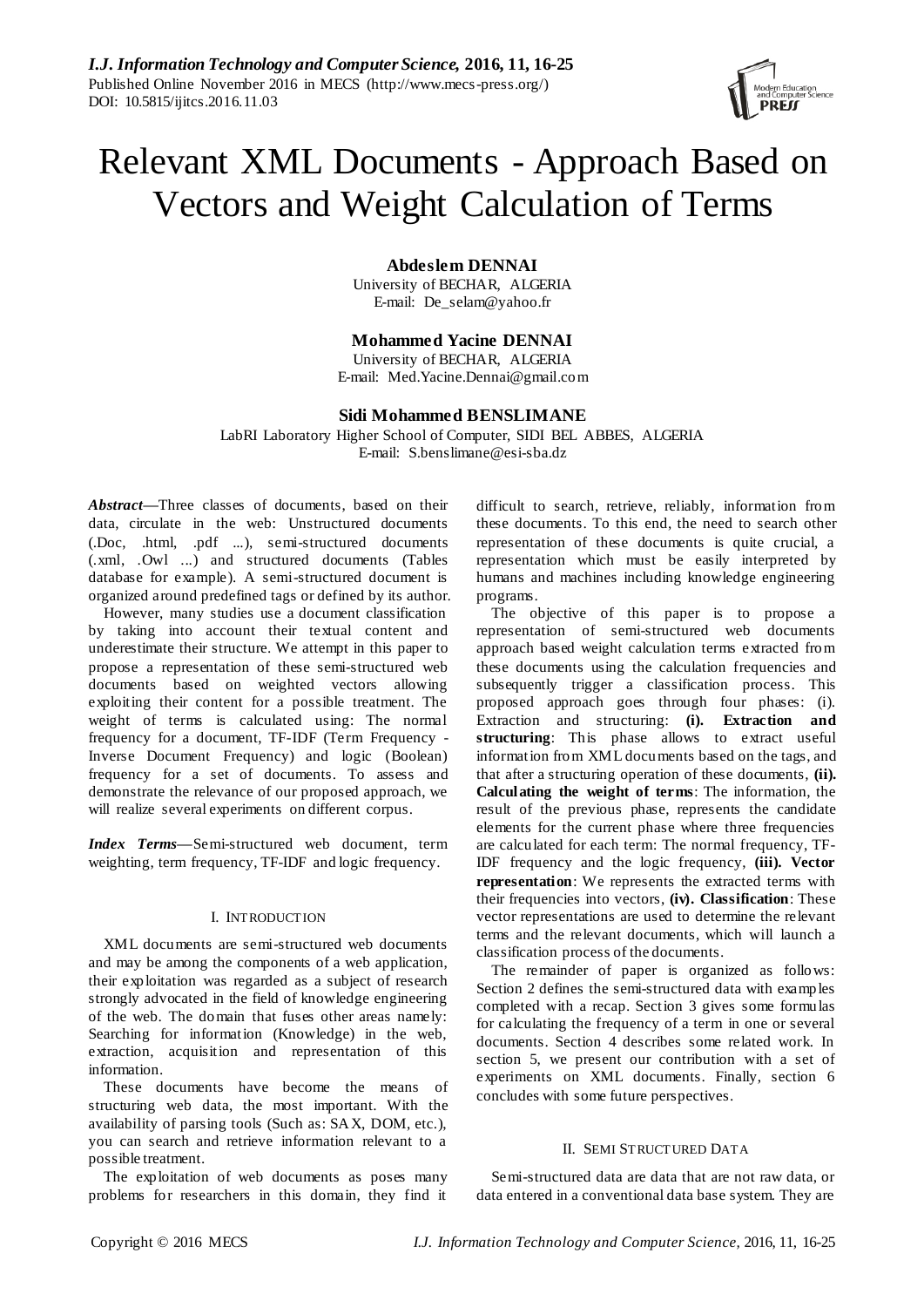# Relevant XML Documents - Approach Based on Vectors and Weight Calculation of Terms

**Abdeslem DENNAI**
University of BECHAR, ALGERIA
E-mail: De_selam@yahoo.fr

**Mohammed Yacine DENNAI**
University of BECHAR, ALGERIA
E-mail: Med.Yacine.Dennai@gmail.com

**Sidi Mohammed BENSLIMANE**
LabRI Laboratory Higher School of Computer, SIDI BEL ABBES, ALGERIA
E-mail: S.benslimane@esi-sba.dz

***Abstract*—**Three classes of documents, based on their data, circulate in the web: Unstructured documents (.Doc, .html, .pdf ...), semi-structured documents (.xml, .Owl ...) and structured documents (Tables database for example). A semi-structured document is organized around predefined tags or defined by its author. However, many studies use a document classification by taking into account their textual content and underestimate their structure. We attempt in this paper to propose a representation of these semi-structured web documents based on weighted vectors allowing exploiting their content for a possible treatment. The weight of terms is calculated using: The normal frequency for a document, TF-IDF (Term Frequency - Inverse Document Frequency) and logic (Boolean) frequency for a set of documents. To assess and demonstrate the relevance of our proposed approach, we will realize several experiments on different corpus.

***Index Terms*—**Semi-structured web document, term weighting, term frequency, TF-IDF and logic frequency.

## I. INTRODUCTION

XML documents are semi-structured web documents and may be among the components of a web application, their exploitation was regarded as a subject of research strongly advocated in the field of knowledge engineering of the web. The domain that fuses other areas namely: Searching for information (Knowledge) in the web, extraction, acquisition and representation of this information.

These documents have become the means of structuring web data, the most important. With the availability of parsing tools (Such as: SAX, DOM, etc.), you can search and retrieve information relevant to a possible treatment.

The exploitation of web documents as poses many problems for researchers in this domain, they find it difficult to search, retrieve, reliably, information from these documents. To this end, the need to search other representation of these documents is quite crucial, a representation which must be easily interpreted by humans and machines including knowledge engineering programs.

The objective of this paper is to propose a representation of semi-structured web documents approach based weight calculation terms extracted from these documents using the calculation frequencies and subsequently trigger a classification process. This proposed approach goes through four phases: (i). Extraction and structuring: **(i). Extraction and structuring**: This phase allows to extract useful information from XML documents based on the tags, and that after a structuring operation of these documents, **(ii). Calculating the weight of terms**: The information, the result of the previous phase, represents the candidate elements for the current phase where three frequencies are calculated for each term: The normal frequency, TF-IDF frequency and the logic frequency, **(iii). Vector representation**: We represents the extracted terms with their frequencies into vectors, **(iv). Classification**: These vector representations are used to determine the relevant terms and the relevant documents, which will launch a classification process of the documents.

The remainder of paper is organized as follows: Section 2 defines the semi-structured data with examples completed with a recap. Section 3 gives some formulas for calculating the frequency of a term in one or several documents. Section 4 describes some related work. In section 5, we present our contribution with a set of experiments on XML documents. Finally, section 6 concludes with some future perspectives.

## II. SEMI STRUCTURED DATA

Semi-structured data are data that are not raw data, or data entered in a conventional data base system. They are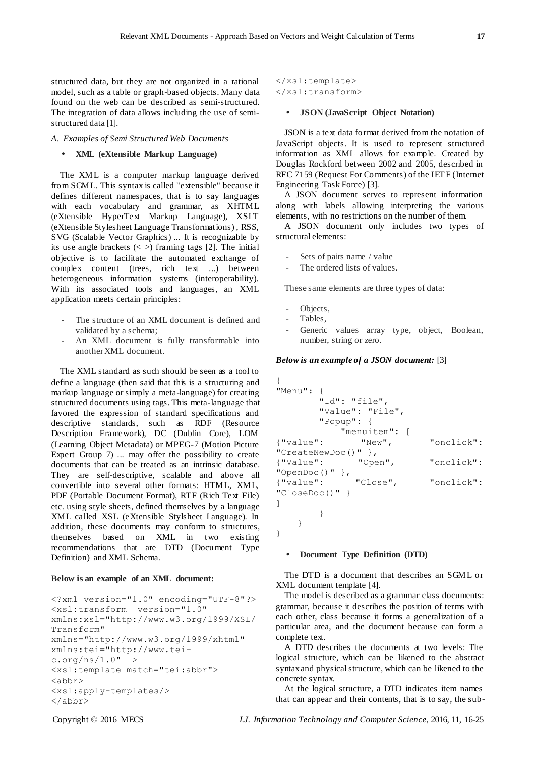structured data, but they are not organized in a rational model, such as a table or graph-based objects. Many data found on the web can be described as semi-structured. The integration of data allows including the use of semi-structured data [1].

### *A. Examples of Semi Structured Web Documents*

- **XML (eXtensible Markup Language)**

The XML is a computer markup language derived from SGML. This syntax is called "extensible" because it defines different namespaces, that is to say languages with each vocabulary and grammar, as XHTML (eXtensible HyperText Markup Language), XSLT (eXtensible Stylesheet Language Transformations) , RSS, SVG (Scalable Vector Graphics) ... It is recognizable by its use angle brackets (< >) framing tags [2]. The initial objective is to facilitate the automated exchange of complex content (trees, rich text ...) between heterogeneous information systems (interoperability). With its associated tools and languages, an XML application meets certain principles:

- The structure of an XML document is defined and validated by a schema;
- An XML document is fully transformable into another XML document.

The XML standard as such should be seen as a tool to define a language (then said that this is a structuring and markup language or simply a meta-language) for creating structured documents using tags. This meta-language that favored the expression of standard specifications and descriptive standards, such as RDF (Resource Description Framework), DC (Dublin Core), LOM (Learning Object Metadata) or MPEG-7 (Motion Picture Expert Group 7) ... may offer the possibility to create documents that can be treated as an intrinsic database. They are self-descriptive, scalable and above all convertible into several other formats: HTML, XML, PDF (Portable Document Format), RTF (Rich Text File) etc. using style sheets, defined themselves by a language XML called XSL (eXtensible Stylsheet Language). In addition, these documents may conform to structures, themselves based on XML in two existing recommendations that are DTD (Document Type Definition) and XML Schema.

**Below is an example of an XML document:**

```
<?xml version="1.0" encoding="UTF-8"?>
<xsl:transform  version="1.0"
xmlns:xsl="http://www.w3.org/1999/XSL/
Transform"
xmlns="http://www.w3.org/1999/xhtml"
xmlns:tei="http://www.tei-
c.org/ns/1.0"  >
<xsl:template match="tei:abbr">
<abbr>
<xsl:apply-templates/>
</abbr>
</xsl:template>
</xsl:transform>
```

- **JSON (JavaScript Object Notation)**

JSON is a text data format derived from the notation of JavaScript objects. It is used to represent structured information as XML allows for example. Created by Douglas Rockford between 2002 and 2005, described in RFC 7159 (Request For Comments) of the IETF (Internet Engineering Task Force) [3].

A JSON document serves to represent information along with labels allowing interpreting the various elements, with no restrictions on the number of them.

A JSON document only includes two types of structural elements:

- Sets of pairs name / value
- The ordered lists of values.

These same elements are three types of data:

- Objects,
- Tables,
- Generic values array type, object, Boolean, number, string or zero.

***Below is an example of a JSON document:*** [3]

```
{
"Menu": {
        "Id": "file",
        "Value": "File",
        "Popup": {
            "menuitem": [
{"value":      "New",       "onclick":
"CreateNewDoc()" },
{"Value":      "Open",      "onclick":
"OpenDoc()" },
{"value":      "Close",     "onclick":
"CloseDoc()" }
]
        }
    }
}
```

- **Document Type Definition (DTD)**

The DTD is a document that describes an SGML or XML document template [4].

The model is described as a grammar class documents: grammar, because it describes the position of terms with each other, class because it forms a generalization of a particular area, and the document because can form a complete text.

A DTD describes the documents at two levels: The logical structure, which can be likened to the abstract syntax and physical structure, which can be likened to the concrete syntax.

At the logical structure, a DTD indicates item names that can appear and their contents, that is to say, the sub-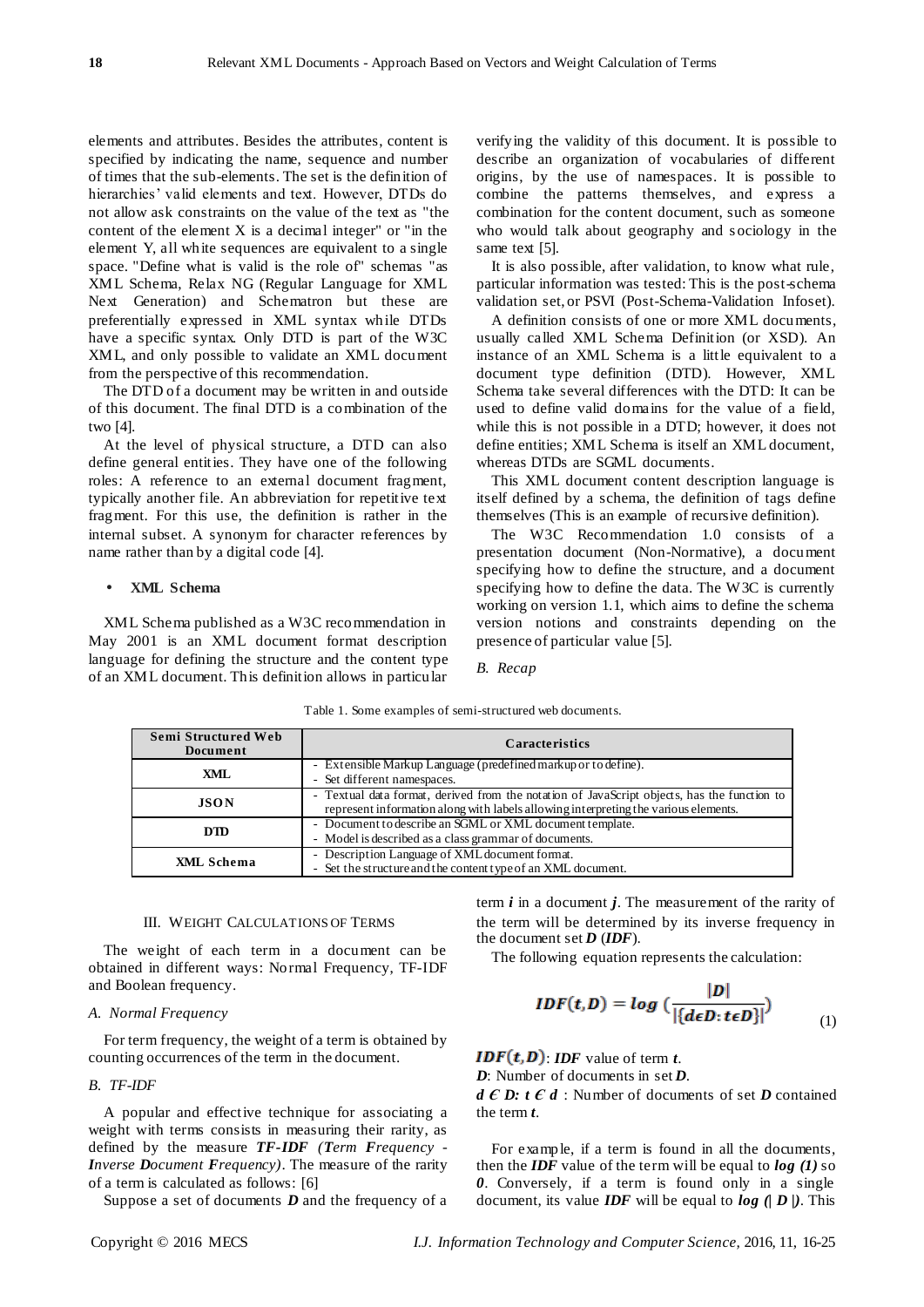elements and attributes. Besides the attributes, content is specified by indicating the name, sequence and number of times that the sub-elements. The set is the definition of hierarchies' valid elements and text. However, DTDs do not allow ask constraints on the value of the text as "the content of the element X is a decimal integer" or "in the element Y, all white sequences are equivalent to a single space. "Define what is valid is the role of" schemas "as XML Schema, Relax NG (Regular Language for XML Next Generation) and Schematron but these are preferentially expressed in XML syntax while DTDs have a specific syntax. Only DTD is part of the W3C XML, and only possible to validate an XML document from the perspective of this recommendation.

The DTD of a document may be written in and outside of this document. The final DTD is a combination of the two [4].

At the level of physical structure, a DTD can also define general entities. They have one of the following roles: A reference to an external document fragment, typically another file. An abbreviation for repetitive text fragment. For this use, the definition is rather in the internal subset. A synonym for character references by name rather than by a digital code [4].

- **XML Schema**

XML Schema published as a W3C recommendation in May 2001 is an XML document format description language for defining the structure and the content type of an XML document. This definition allows in particular verifying the validity of this document. It is possible to describe an organization of vocabularies of different origins, by the use of namespaces. It is possible to combine the patterns themselves, and express a combination for the content document, such as someone who would talk about geography and sociology in the same text [5].

It is also possible, after validation, to know what rule, particular information was tested: This is the post-schema validation set, or PSVI (Post-Schema-Validation Infoset).

A definition consists of one or more XML documents, usually called XML Schema Definition (or XSD). An instance of an XML Schema is a little equivalent to a document type definition (DTD). However, XML Schema take several differences with the DTD: It can be used to define valid domains for the value of a field, while this is not possible in a DTD; however, it does not define entities; XML Schema is itself an XML document, whereas DTDs are SGML documents.

This XML document content description language is itself defined by a schema, the definition of tags define themselves (This is an example of recursive definition).

The W3C Recommendation 1.0 consists of a presentation document (Non-Normative), a document specifying how to define the structure, and a document specifying how to define the data. The W3C is currently working on version 1.1, which aims to define the schema version notions and constraints depending on the presence of particular value [5].

### *B. Recap*

Table 1. Some examples of semi-structured web documents.

| Semi Structured Web Document | Caracteristics |
|---|---|
| XML | - Extensible Markup Language (predefined markup or to define).<br>- Set different namespaces. |
| JSON | - Textual data format, derived from the notation of JavaScript objects, has the function to represent information along with labels allowing interpreting the various elements. |
| DTD | - Document to describe an SGML or XML document template.<br>- Model is described as a class grammar of documents. |
| XML Schema | - Description Language of XML document format.<br>- Set the structure and the content type of an XML document. |

## III. Weight Calculations of Terms

The weight of each term in a document can be obtained in different ways: Normal Frequency, TF-IDF and Boolean frequency.

### *A. Normal Frequency*

For term frequency, the weight of a term is obtained by counting occurrences of the term in the document.

### *B. TF-IDF*

A popular and effective technique for associating a weight with terms consists in measuring their rarity, as defined by the measure ***TF-IDF*** ***(Term Frequency - Inverse Document Frequency)***. The measure of the rarity of a term is calculated as follows: [6]

Suppose a set of documents $D$ and the frequency of a term $i$ in a document $j$. The measurement of the rarity of the term will be determined by its inverse frequency in the document set $D$ (***IDF***).

The following equation represents the calculation:

$$IDF(t,D) = \log\left(\frac{|D|}{|\{d \epsilon D : t \epsilon D\}|}\right) \tag{1}$$

$IDF(t,D)$: ***IDF*** value of term $t$.

$D$: Number of documents in set $D$.

$d \in D: t \in d$ : Number of documents of set $D$ contained the term $t$.

For example, if a term is found in all the documents, then the ***IDF*** value of the term will be equal to $\log(1)$ so $0$. Conversely, if a term is found only in a single document, its value ***IDF*** will be equal to $\log(|D|)$. This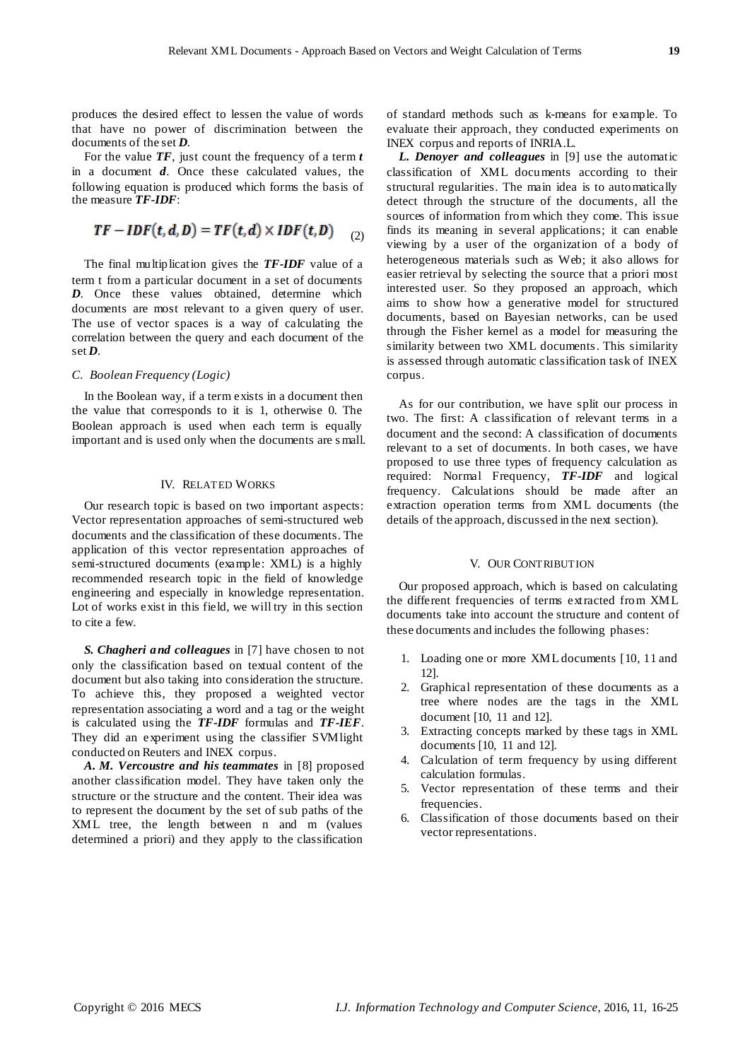produces the desired effect to lessen the value of words that have no power of discrimination between the documents of the set ***D***.

For the value ***TF***, just count the frequency of a term ***t*** in a document ***d***. Once these calculated values, the following equation is produced which forms the basis of the measure ***TF-IDF***:

$$TF - IDF(t,d,D) = TF(t,d) \times IDF(t,D) \quad (2)$$

The final multiplication gives the ***TF-IDF*** value of a term t from a particular document in a set of documents ***D***. Once these values obtained, determine which documents are most relevant to a given query of user. The use of vector spaces is a way of calculating the correlation between the query and each document of the set ***D***.

### *C. Boolean Frequency (Logic)*

In the Boolean way, if a term exists in a document then the value that corresponds to it is 1, otherwise 0. The Boolean approach is used when each term is equally important and is used only when the documents are small.

## IV. Related Works

Our research topic is based on two important aspects: Vector representation approaches of semi-structured web documents and the classification of these documents. The application of this vector representation approaches of semi-structured documents (example: XML) is a highly recommended research topic in the field of knowledge engineering and especially in knowledge representation. Lot of works exist in this field, we will try in this section to cite a few.

***S. Chagheri and colleagues*** in [7] have chosen to not only the classification based on textual content of the document but also taking into consideration the structure. To achieve this, they proposed a weighted vector representation associating a word and a tag or the weight is calculated using the ***TF-IDF*** formulas and ***TF-IEF***. They did an experiment using the classifier SVMlight conducted on Reuters and INEX corpus.

***A. M. Vercoustre and his teammates*** in [8] proposed another classification model. They have taken only the structure or the structure and the content. Their idea was to represent the document by the set of sub paths of the XML tree, the length between n and m (values determined a priori) and they apply to the classification of standard methods such as k-means for example. To evaluate their approach, they conducted experiments on INEX corpus and reports of INRIA.L.

***L. Denoyer and colleagues*** in [9] use the automatic classification of XML documents according to their structural regularities. The main idea is to automatically detect through the structure of the documents, all the sources of information from which they come. This issue finds its meaning in several applications; it can enable viewing by a user of the organization of a body of heterogeneous materials such as Web; it also allows for easier retrieval by selecting the source that a priori most interested user. So they proposed an approach, which aims to show how a generative model for structured documents, based on Bayesian networks, can be used through the Fisher kernel as a model for measuring the similarity between two XML documents. This similarity is assessed through automatic classification task of INEX corpus.

As for our contribution, we have split our process in two. The first: A classification of relevant terms in a document and the second: A classification of documents relevant to a set of documents. In both cases, we have proposed to use three types of frequency calculation as required: Normal Frequency, ***TF-IDF*** and logical frequency. Calculations should be made after an extraction operation terms from XML documents (the details of the approach, discussed in the next section).

## V. Our Contribution

Our proposed approach, which is based on calculating the different frequencies of terms extracted from XML documents take into account the structure and content of these documents and includes the following phases:

1. Loading one or more XML documents [10, 11 and 12].
2. Graphical representation of these documents as a tree where nodes are the tags in the XML document [10, 11 and 12].
3. Extracting concepts marked by these tags in XML documents [10, 11 and 12].
4. Calculation of term frequency by using different calculation formulas.
5. Vector representation of these terms and their frequencies.
6. Classification of those documents based on their vector representations.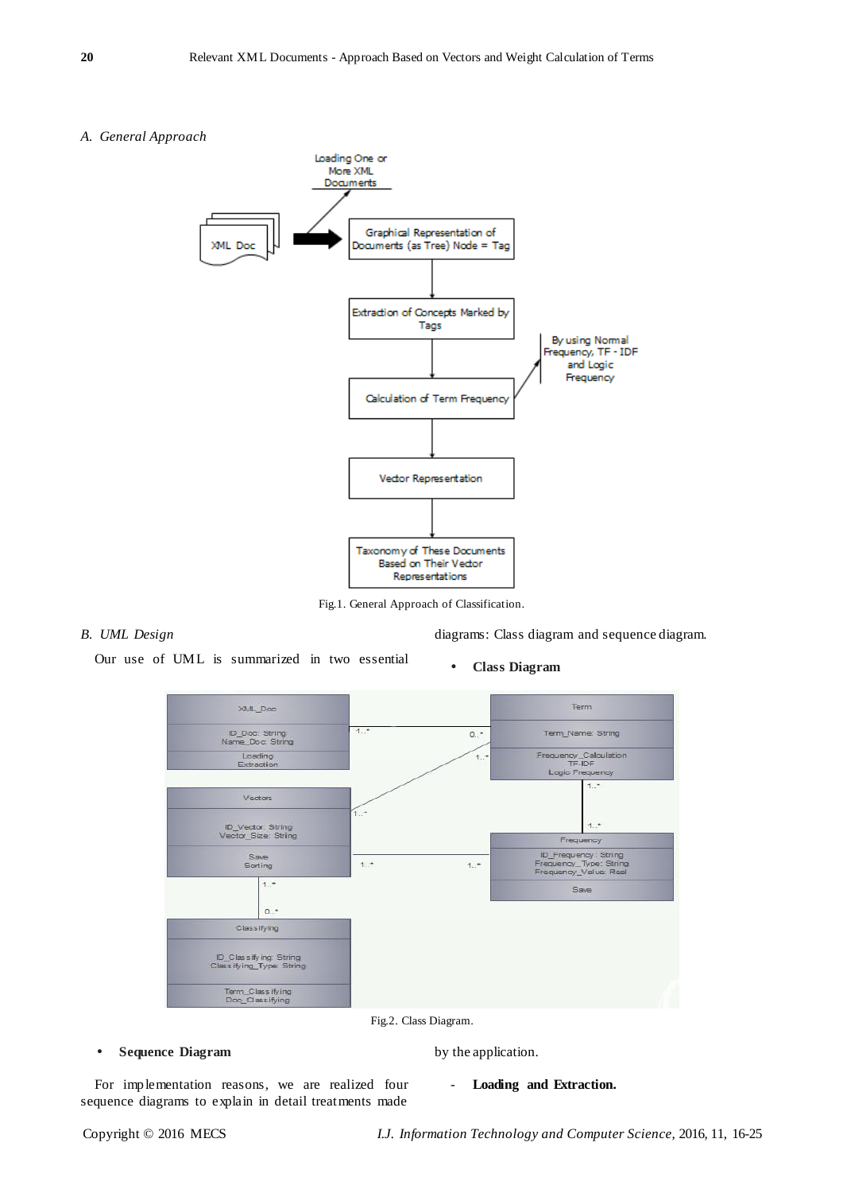## A. General Approach

Fig.1. General Approach of Classification.

## B. UML Design

Our use of UML is summarized in two essential diagrams: Class diagram and sequence diagram.

- **Class Diagram**

Fig.2. Class Diagram.

- **Sequence Diagram**

For implementation reasons, we are realized four sequence diagrams to explain in detail treatments made by the application.

- **Loading and Extraction.**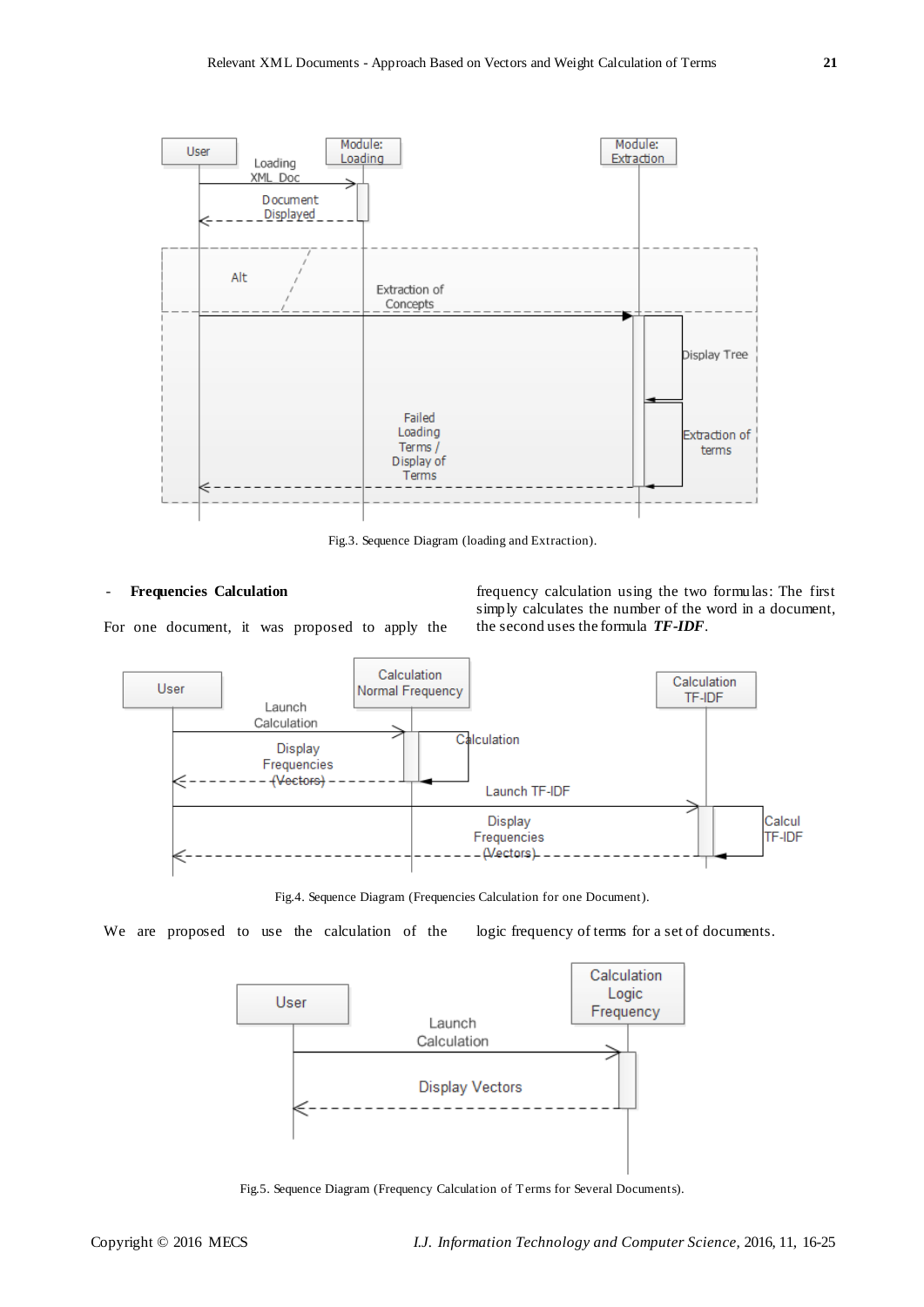Fig.3. Sequence Diagram (loading and Extraction).

- **Frequencies Calculation**

For one document, it was proposed to apply the frequency calculation using the two formulas: The first simply calculates the number of the word in a document, the second uses the formula ***TF-IDF***.

Fig.4. Sequence Diagram (Frequencies Calculation for one Document).

We are proposed to use the calculation of the logic frequency of terms for a set of documents.

Fig.5. Sequence Diagram (Frequency Calculation of Terms for Several Documents).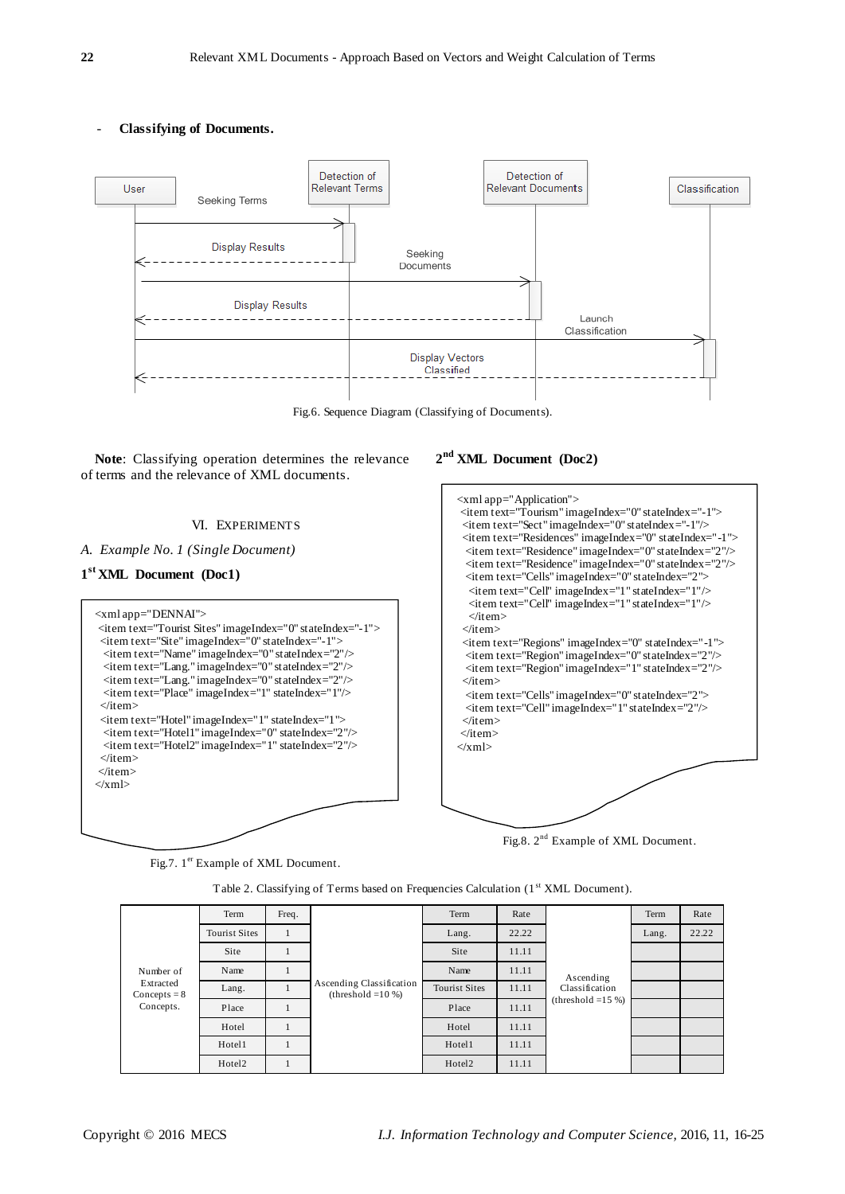- **Classifying of Documents.**

Fig.6. Sequence Diagram (Classifying of Documents).

**Note**: Classifying operation determines the relevance of terms and the relevance of XML documents.

## VI. Experiments

### *A. Example No. 1 (Single Document)*

**1st XML Document (Doc1)**

```
<xml app="DENNAI">
 <item text="Tourist Sites" imageIndex="0" stateIndex="-1">
  <item text="Site" imageIndex="0" stateIndex="-1">
   <item text="Name" imageIndex="0" stateIndex="2"/>
   <item text="Lang." imageIndex="0" stateIndex="2"/>
   <item text="Lang." imageIndex="0" stateIndex="2"/>
   <item text="Place" imageIndex="1" stateIndex="1"/>
  </item>
  <item text="Hotel" imageIndex="1" stateIndex="1">
   <item text="Hotel1" imageIndex="0" stateIndex="2"/>
   <item text="Hotel2" imageIndex="1" stateIndex="2"/>
  </item>
 </item>
</xml>
```

Fig.7. 1st Example of XML Document.

**2nd XML Document (Doc2)**

```
<xml app="Application">
 <item text="Tourism" imageIndex="0" stateIndex="-1">
  <item text="Sect" imageIndex="0" stateIndex="-1"/>
  <item text="Residences" imageIndex="0" stateIndex="-1">
   <item text="Residence" imageIndex="0" stateIndex="2"/>
   <item text="Residence" imageIndex="0" stateIndex="2"/>
  <item text="Cells" imageIndex="0" stateIndex="2">
    <item text="Cell" imageIndex="1" stateIndex="1"/>
    <item text="Cell" imageIndex="1" stateIndex="1"/>
   </item>
  </item>
  <item text="Regions" imageIndex="0" stateIndex="-1">
   <item text="Region" imageIndex="0" stateIndex="2"/>
   <item text="Region" imageIndex="1" stateIndex="2"/>
  </item>
   <item text="Cells" imageIndex="0" stateIndex="2">
   <item text="Cell" imageIndex="1" stateIndex="2"/>
  </item>
 </item>
</xml>
```

Fig.8. 2nd Example of XML Document.

Table 2. Classifying of Terms based on Frequencies Calculation (1st XML Document).

| | Term | Freq. | | Term | Rate | | Term | Rate |
|---|---|---|---|---|---|---|---|---|
| Number of Extracted Concepts = 8 Concepts. | Tourist Sites | 1 | Ascending Classification (threshold =10 %) | Lang. | 22.22 | Ascending Classification (threshold =15 %) | Lang. | 22.22 |
| | Site | 1 | | Site | 11.11 | | | |
| | Name | 1 | | Name | 11.11 | | | |
| | Lang. | 1 | | Tourist Sites | 11.11 | | | |
| | Place | 1 | | Place | 11.11 | | | |
| | Hotel | 1 | | Hotel | 11.11 | | | |
| | Hotel1 | 1 | | Hotel1 | 11.11 | | | |
| | Hotel2 | 1 | | Hotel2 | 11.11 | | | |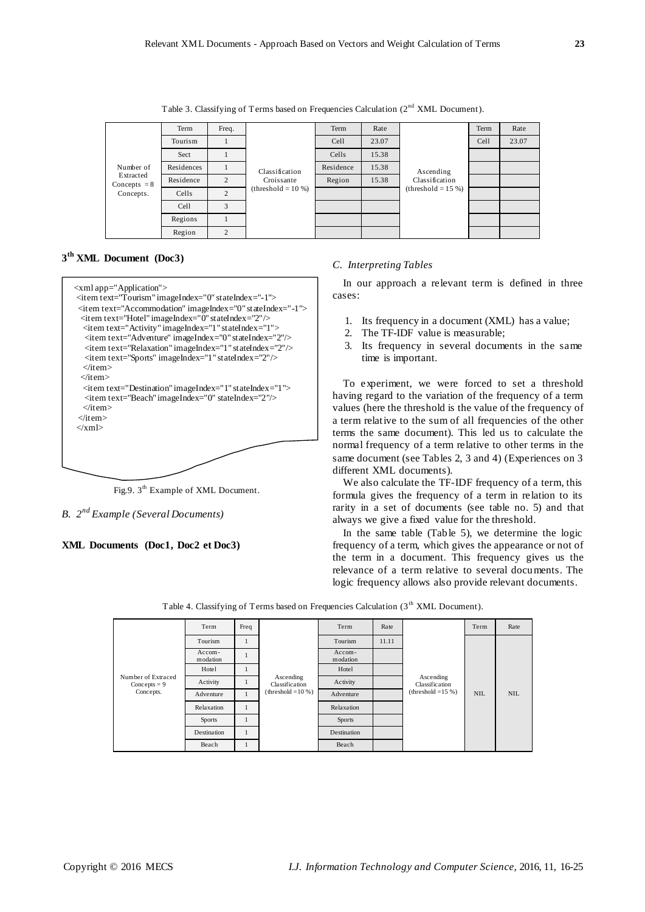Table 3. Classifying of Terms based on Frequencies Calculation (2nd XML Document).

| | Term | Freq. | | Term | Rate | | Term | Rate |
|---|---|---|---|---|---|---|---|---|
| Number of Extracted Concepts = 8 Concepts. | Tourism | 1 | Classification Croissante (threshold = 10 %) | Cell | 23.07 | Ascending Classification (threshold = 15 %) | Cell | 23.07 |
| | Sect | 1 | | Cells | 15.38 | | | |
| | Residences | 1 | | Residence | 15.38 | | | |
| | Residence | 2 | | Region | 15.38 | | | |
| | Cells | 2 | | | | | | |
| | Cell | 3 | | | | | | |
| | Regions | 1 | | | | | | |
| | Region | 2 | | | | | | |

### 3rd XML Document (Doc3)

```
<xml app="Application">
 <item text="Tourism" imageIndex="0" stateIndex="-1">
 <item text="Accommodation" imageIndex="0" stateIndex="-1">
  <item text="Hotel" imageIndex="0" stateIndex="2"/>
   <item text="Activity" imageIndex="1" stateIndex="1">
    <item text="Adventure" imageIndex="0" stateIndex="2"/>
    <item text="Relaxation" imageIndex="1" stateIndex="2"/>
    <item text="Sports" imageIndex="1" stateIndex="2"/>
   </item>
  </item>
   <item text="Destination" imageIndex="1" stateIndex="1">
    <item text="Beach" imageIndex="0" stateIndex="2"/>
   </item>
 </item>
</xml>
```

Fig.9. 3th Example of XML Document.

*B. 2nd Example (Several Documents)*

**XML Documents (Doc1, Doc2 et Doc3)**

*C. Interpreting Tables*

In our approach a relevant term is defined in three cases:

1. Its frequency in a document (XML) has a value;
2. The TF-IDF value is measurable;
3. Its frequency in several documents in the same time is important.

To experiment, we were forced to set a threshold having regard to the variation of the frequency of a term values (here the threshold is the value of the frequency of a term relative to the sum of all frequencies of the other terms the same document). This led us to calculate the normal frequency of a term relative to other terms in the same document (see Tables 2, 3 and 4) (Experiences on 3 different XML documents).

We also calculate the TF-IDF frequency of a term, this formula gives the frequency of a term in relation to its rarity in a set of documents (see table no. 5) and that always we give a fixed value for the threshold.

In the same table (Table 5), we determine the logic frequency of a term, which gives the appearance or not of the term in a document. This frequency gives us the relevance of a term relative to several documents. The logic frequency allows also provide relevant documents.

Table 4. Classifying of Terms based on Frequencies Calculation (3th XML Document).

| | Term | Freq | | Term | Rate | | Term | Rate |
|---|---|---|---|---|---|---|---|---|
| Number of Extraced Concepts = 9 Concepts. | Tourism | 1 | Ascending Classification (threshold =10 %) | Tourism | 11.11 | Ascending Classification (threshold =15 %) | NIL | NIL |
| | Accom-modation | 1 | | Accom-modation | | | | |
| | Hotel | 1 | | Hotel | | | | |
| | Activity | 1 | | Activity | | | | |
| | Adventure | 1 | | Adventure | | | | |
| | Relaxation | 1 | | Relaxation | | | | |
| | Sports | 1 | | Sports | | | | |
| | Destination | 1 | | Destination | | | | |
| | Beach | 1 | | Beach | | | | |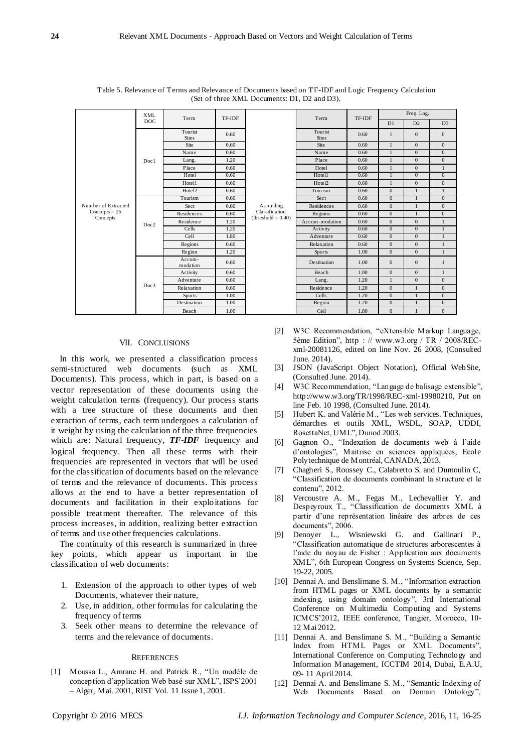Table 5. Relevance of Terms and Relevance of Documents based on TF-IDF and Logic Frequency Calculation (Set of three XML Documents: D1, D2 and D3).

| | XML DOC | Term | TF-IDF | | Term | TF-IDF | Freq. Log. | | |
|---|---|---|---|---|---|---|---|---|---|
| | | | | | | | D1 | D2 | D3 |
| Number of Extracted Concepts = 25 Concepts | Doc1 | Tourist Sites | 0.60 | Ascending Classification (threshold = 0.40) | Tourist Sites | 0.60 | 1 | 0 | 0 |
| | | Site | 0.60 | | Site | 0.60 | 1 | 0 | 0 |
| | | Name | 0.60 | | Name | 0.60 | 1 | 0 | 0 |
| | | Lang. | 1.20 | | Place | 0.60 | 1 | 0 | 0 |
| | | Place | 0.60 | | Hotel | 0.60 | 1 | 0 | 1 |
| | | Hotel | 0.60 | | Hotel1 | 0.60 | 1 | 0 | 0 |
| | | Hotel1 | 0.60 | | Hotel2 | 0.60 | 1 | 0 | 0 |
| | | Hotel2 | 0.60 | | Tourism | 0.60 | 0 | 1 | 1 |
| | Doc2 | Tourism | 0.60 | | Sect | 0.60 | 0 | 1 | 0 |
| | | Sect | 0.60 | | Residences | 0.60 | 0 | 1 | 0 |
| | | Residences | 0.60 | | Regions | 0.60 | 0 | 1 | 0 |
| | | Residence | 1.20 | | Accom-modation | 0.60 | 0 | 0 | 1 |
| | | Cells | 1.20 | | Activity | 0.60 | 0 | 0 | 1 |
| | | Cell | 1.80 | | Adventure | 0.60 | 0 | 0 | 1 |
| | | Regions | 0.60 | | Relaxation | 0.60 | 0 | 0 | 1 |
| | | Region | 1.20 | | Sports | 1.00 | 0 | 0 | 1 |
| | Doc3 | Accom-modation | 0.60 | | Destination | 1.00 | 0 | 0 | 1 |
| | | Activity | 0.60 | | Beach | 1.00 | 0 | 0 | 1 |
| | | Adventure | 0.60 | | Lang. | 1.20 | 1 | 0 | 0 |
| | | Relaxation | 0.60 | | Residence | 1.20 | 0 | 1 | 0 |
| | | Sports | 1.00 | | Cells | 1.20 | 0 | 1 | 0 |
| | | Destination | 1.00 | | Region | 1.20 | 0 | 1 | 0 |
| | | Beach | 1.00 | | Cell | 1.80 | 0 | 1 | 0 |

## VII. Conclusions

In this work, we presented a classification process semi-structured web documents (such as XML Documents). This process, which in part, is based on a vector representation of these documents using the weight calculation terms (frequency). Our process starts with a tree structure of these documents and then extraction of terms, each term undergoes a calculation of it weight by using the calculation of the three frequencies which are: Natural frequency, ***TF-IDF*** frequency and logical frequency. Then all these terms with their frequencies are represented in vectors that will be used for the classification of documents based on the relevance of terms and the relevance of documents. This process allows at the end to have a better representation of documents and facilitation in their exploitations for possible treatment thereafter. The relevance of this process increases, in addition, realizing better extraction of terms and use other frequencies calculations.

The continuity of this research is summarized in three key points, which appear us important in the classification of web documents:

1. Extension of the approach to other types of web Documents, whatever their nature,
2. Use, in addition, other formulas for calculating the frequency of terms
3. Seek other means to determine the relevance of terms and the relevance of documents.

## References

[1] Moussa L., Amrane H. and Patrick R., "Un modèle de conception d'application Web basé sur XML", ISPS'2001 – Alger, Mai. 2001, RIST Vol. 11 Issue 1, 2001.

[2] W3C Recommendation, "eXtensible Markup Language, 5ème Edition", http : // www.w3.org / TR / 2008/REC-xml-20081126, edited on line Nov. 26 2008, (Consulted June. 2014).

[3] JSON (JavaScript Object Notation), Official WebSite, (Consulted June. 2014).

[4] W3C Recommendation, "Langage de balisage extensible", http://www.w3.org/TR/1998/REC-xml-19980210, Put on line Feb. 10 1998, (Consulted June. 2014).

[5] Hubert K. and Valérie M., "Les web services. Techniques, démarches et outils XML, WSDL, SOAP, UDDI, RosettaNet, UML", Dunod 2003.

[6] Gagnon O., "Indexation de documents web à l'aide d'ontologies", Maitrise en sciences appliquées, Ecole Polytechnique de Montréal, CANADA, 2013.

[7] Chagheri S., Roussey C., Calabretto S. and Dumoulin C, "Classification de documents combinant la structure et le contenu", 2012.

[8] Vercoustre A. M., Fegas M., Lechevallier Y. and Despeyroux T., "Classification de documents XML à partir d'une représentation linéaire des arbres de ces documents", 2006.

[9] Denoyer L., Wisniewski G. and Gallinari P., "Classification automatique de structures arborescentes à l'aide du noyau de Fisher : Application aux documents XML", 6th European Congress on Systems Science, Sep. 19-22, 2005.

[10] Dennai A. and Benslimane S. M., "Information extraction from HTML pages or XML documents by a semantic indexing, using domain ontology", 3rd International Conference on Multimedia Computing and Systems ICMCS'2012, IEEE conference, Tangier, Morocco, 10-12 Mai 2012.

[11] Dennai A. and Benslimane S. M., "Building a Semantic Index from HTML Pages or XML Documents", International Conference on Computing Technology and Information Management, ICCTIM 2014, Dubai, E.A.U, 09- 11 April 2014.

[12] Dennai A. and Benslimane S. M., "Semantic Indexing of Web Documents Based on Domain Ontology",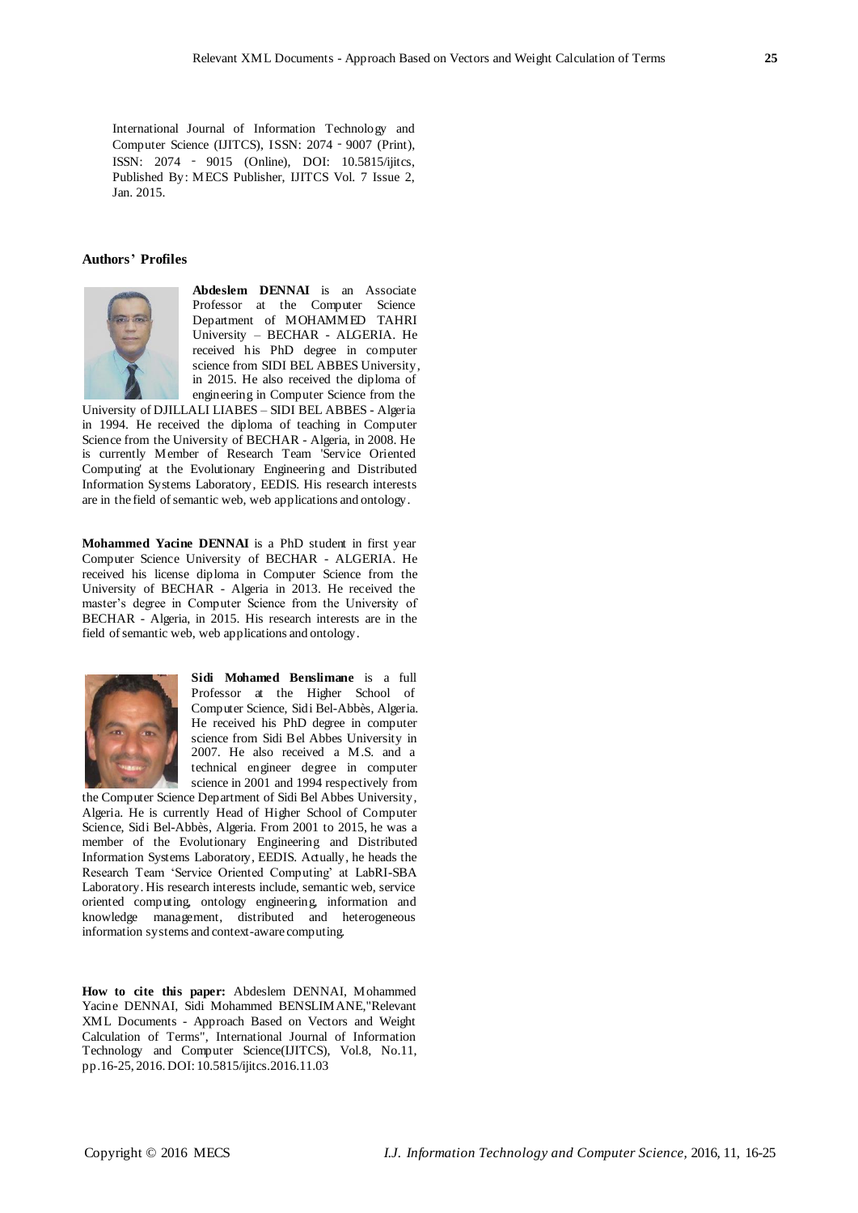International Journal of Information Technology and Computer Science (IJITCS), ISSN: 2074 - 9007 (Print), ISSN: 2074 - 9015 (Online), DOI: 10.5815/ijitcs, Published By: MECS Publisher, IJITCS Vol. 7 Issue 2, Jan. 2015.

## Authors' Profiles

**Abdeslem DENNAI** is an Associate Professor at the Computer Science Department of MOHAMMED TAHRI University – BECHAR - ALGERIA. He received his PhD degree in computer science from SIDI BEL ABBES University, in 2015. He also received the diploma of engineering in Computer Science from the University of DJILLALI LIABES – SIDI BEL ABBES - Algeria in 1994. He received the diploma of teaching in Computer Science from the University of BECHAR - Algeria, in 2008. He is currently Member of Research Team 'Service Oriented Computing' at the Evolutionary Engineering and Distributed Information Systems Laboratory, EEDIS. His research interests are in the field of semantic web, web applications and ontology.

**Mohammed Yacine DENNAI** is a PhD student in first year Computer Science University of BECHAR - ALGERIA. He received his license diploma in Computer Science from the University of BECHAR - Algeria in 2013. He received the master's degree in Computer Science from the University of BECHAR - Algeria, in 2015. His research interests are in the field of semantic web, web applications and ontology.

**Sidi Mohamed Benslimane** is a full Professor at the Higher School of Computer Science, Sidi Bel-Abbès, Algeria. He received his PhD degree in computer science from Sidi Bel Abbes University in 2007. He also received a M.S. and a technical engineer degree in computer science in 2001 and 1994 respectively from the Computer Science Department of Sidi Bel Abbes University, Algeria. He is currently Head of Higher School of Computer Science, Sidi Bel-Abbès, Algeria. From 2001 to 2015, he was a member of the Evolutionary Engineering and Distributed Information Systems Laboratory, EEDIS. Actually, he heads the Research Team 'Service Oriented Computing' at LabRI-SBA Laboratory. His research interests include, semantic web, service oriented computing, ontology engineering, information and knowledge management, distributed and heterogeneous information systems and context-aware computing.

**How to cite this paper:** Abdeslem DENNAI, Mohammed Yacine DENNAI, Sidi Mohammed BENSLIMANE,"Relevant XML Documents - Approach Based on Vectors and Weight Calculation of Terms", International Journal of Information Technology and Computer Science(IJITCS), Vol.8, No.11, pp.16-25, 2016. DOI: 10.5815/ijitcs.2016.11.03